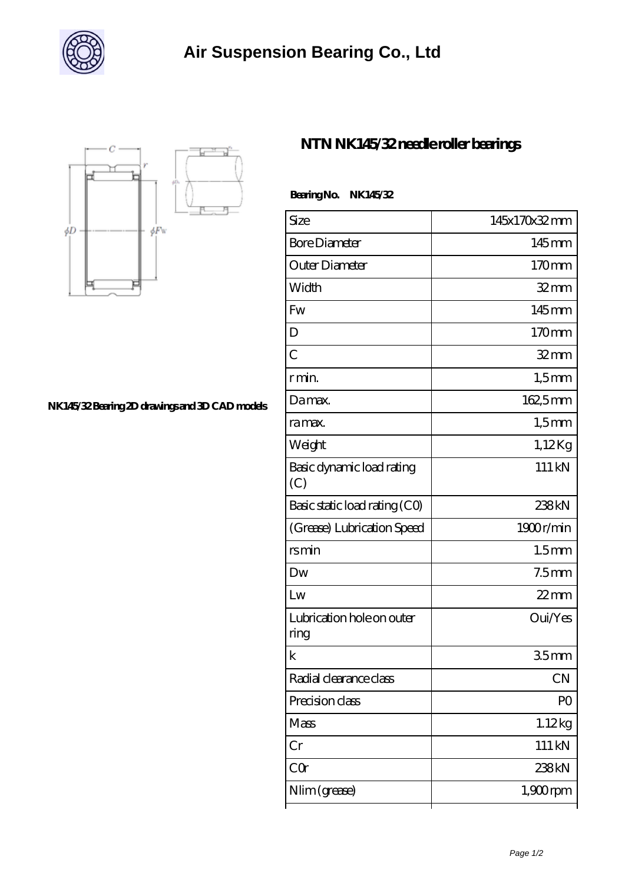# Air Suspension Bearing Co., Ltd

## NTN NK145/32 needle roller bearings

NK145/32 Bearing 2D drawings and 3D CAD models

**Bearing No. NK145/32**

| Size | 145x170x32 mm |
| --- | --- |
| Bore Diameter | 145 mm |
| Outer Diameter | 170 mm |
| Width | 32 mm |
| Fw | 145 mm |
| D | 170 mm |
| C | 32 mm |
| r min. | 1,5 mm |
| Da max. | 162,5 mm |
| ra max. | 1,5 mm |
| Weight | 1,12 Kg |
| Basic dynamic load rating (C) | 111 kN |
| Basic static load rating (C0) | 238 kN |
| (Grease) Lubrication Speed | 1900 r/min |
| rs min | 1.5 mm |
| Dw | 7.5 mm |
| Lw | 22 mm |
| Lubrication hole on outer ring | Oui/Yes |
| k | 3.5 mm |
| Radial clearance class | CN |
| Precision class | P0 |
| Mass | 1.12 kg |
| Cr | 111 kN |
| C0r | 238 kN |
| Nlim (grease) | 1,900 rpm |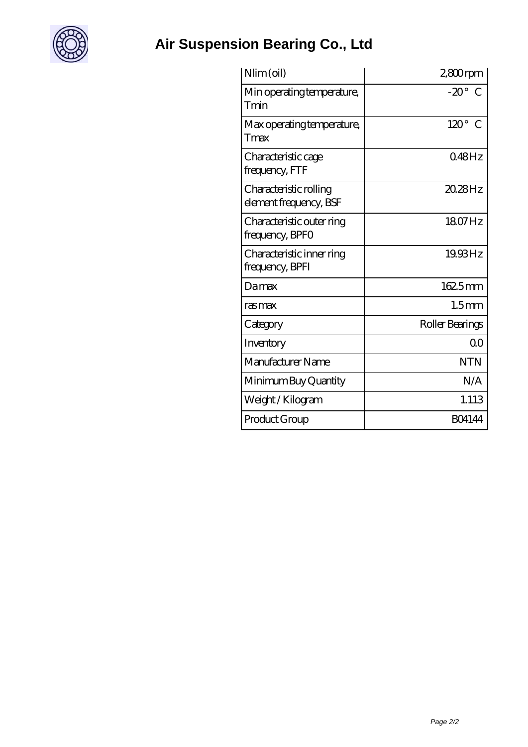# Air Suspension Bearing Co., Ltd

| | |
|---|---|
| Nlim (oil) | 2,800 rpm |
| Min operating temperature, Tmin | -20° C |
| Max operating temperature, Tmax | 120° C |
| Characteristic cage frequency, FTF | 0.48 Hz |
| Characteristic rolling element frequency, BSF | 20.28 Hz |
| Characteristic outer ring frequency, BPF0 | 18.07 Hz |
| Characteristic inner ring frequency, BPFI | 19.93 Hz |
| Da max | 162.5 mm |
| ras max | 1.5 mm |
| Category | Roller Bearings |
| Inventory | 0.0 |
| Manufacturer Name | NTN |
| Minimum Buy Quantity | N/A |
| Weight / Kilogram | 1.113 |
| Product Group | B04144 |